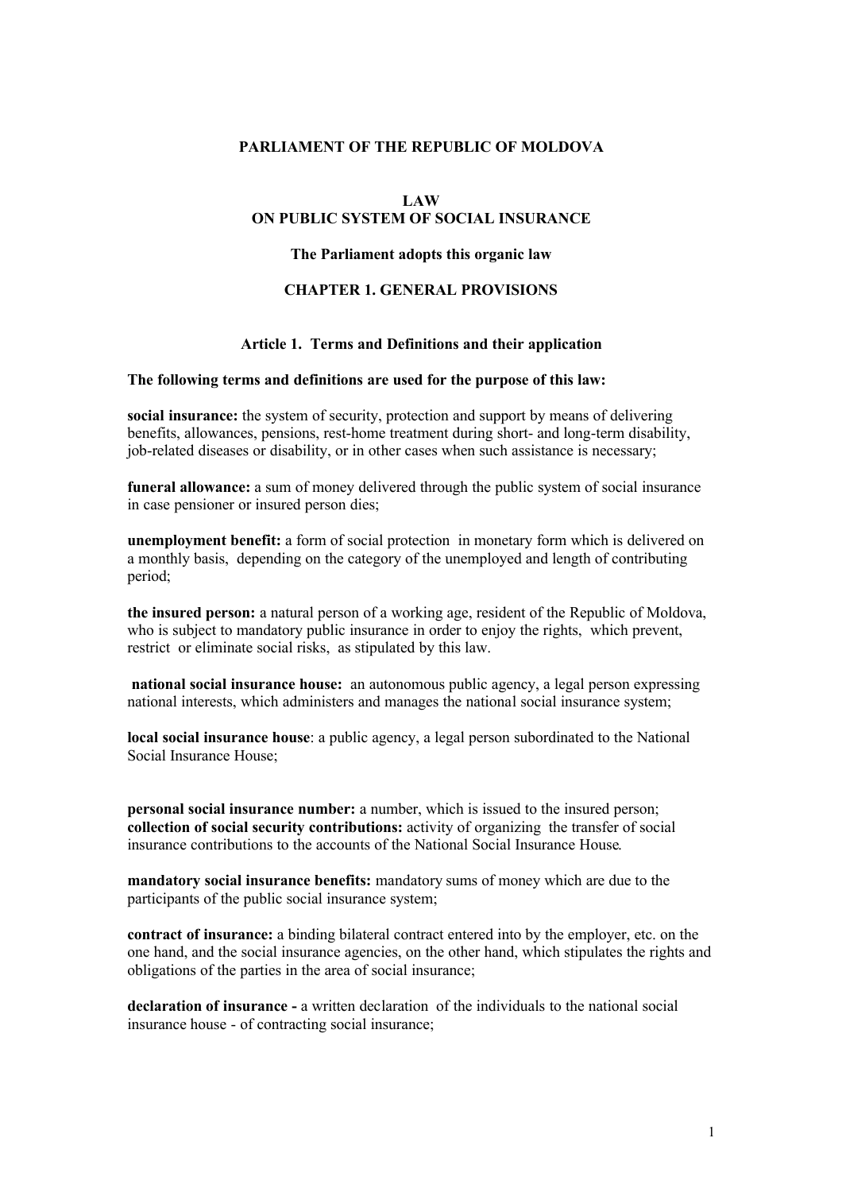**PARLIAMENT OF THE REPUBLIC OF MOLDOVA**

# LAW
# ON PUBLIC SYSTEM OF SOCIAL INSURANCE

**The Parliament adopts this organic law**

## CHAPTER 1. GENERAL PROVISIONS

### Article 1. Terms and Definitions and their application

**The following terms and definitions are used for the purpose of this law:**

**social insurance:** the system of security, protection and support by means of delivering benefits, allowances, pensions, rest-home treatment during short- and long-term disability, job-related diseases or disability, or in other cases when such assistance is necessary;

**funeral allowance:** a sum of money delivered through the public system of social insurance in case pensioner or insured person dies;

**unemployment benefit:** a form of social protection in monetary form which is delivered on a monthly basis, depending on the category of the unemployed and length of contributing period;

**the insured person:** a natural person of a working age, resident of the Republic of Moldova, who is subject to mandatory public insurance in order to enjoy the rights, which prevent, restrict or eliminate social risks, as stipulated by this law.

**national social insurance house:** an autonomous public agency, a legal person expressing national interests, which administers and manages the national social insurance system;

**local social insurance house**: a public agency, a legal person subordinated to the National Social Insurance House;

**personal social insurance number:** a number, which is issued to the insured person;
**collection of social security contributions:** activity of organizing the transfer of social insurance contributions to the accounts of the National Social Insurance House.

**mandatory social insurance benefits:** mandatory sums of money which are due to the participants of the public social insurance system;

**contract of insurance:** a binding bilateral contract entered into by the employer, etc. on the one hand, and the social insurance agencies, on the other hand, which stipulates the rights and obligations of the parties in the area of social insurance;

**declaration of insurance -** a written declaration of the individuals to the national social insurance house - of contracting social insurance;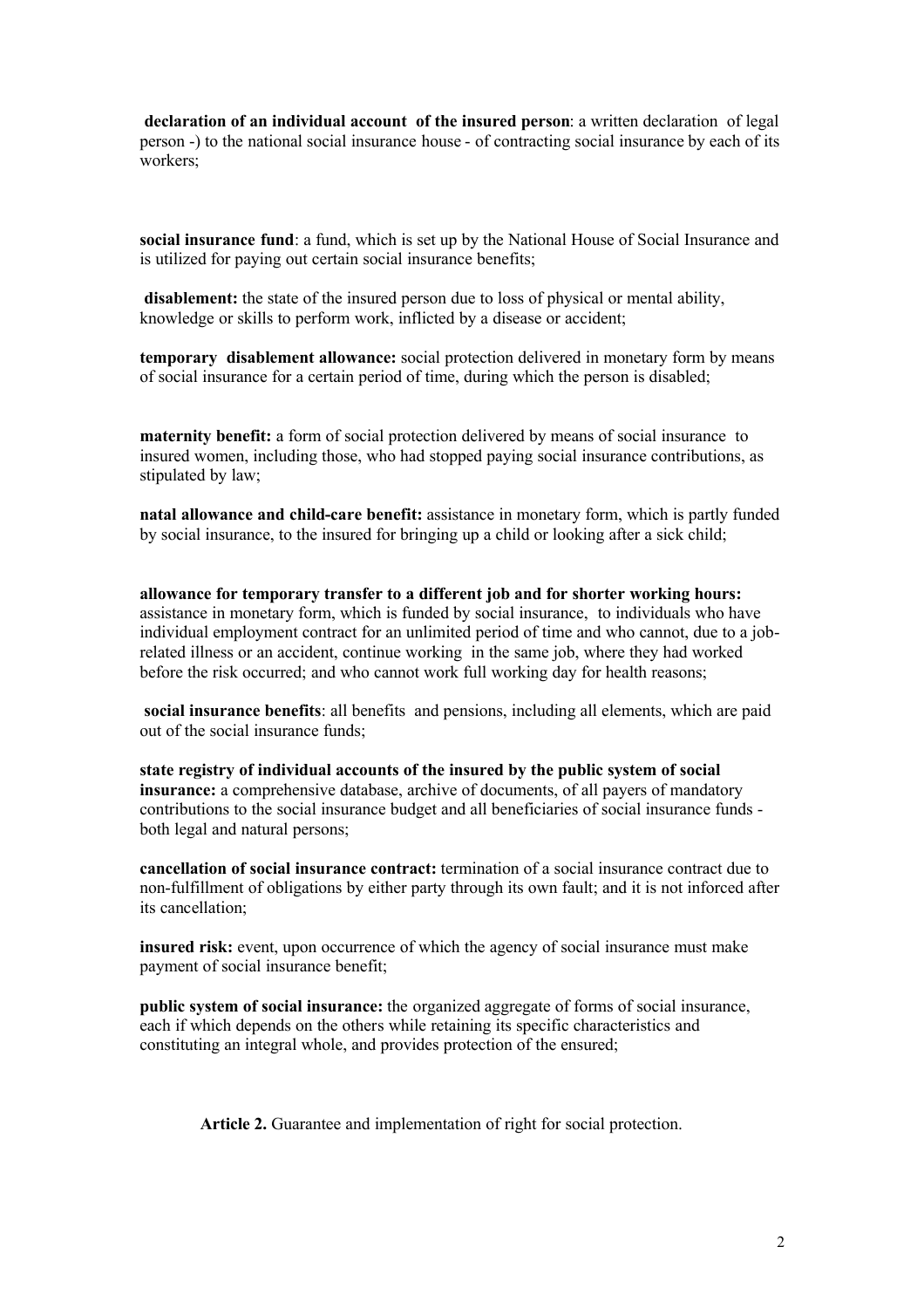**declaration of an individual account of the insured person**: a written declaration of legal person -) to the national social insurance house - of contracting social insurance by each of its workers;

**social insurance fund**: a fund, which is set up by the National House of Social Insurance and is utilized for paying out certain social insurance benefits;

**disablement:** the state of the insured person due to loss of physical or mental ability, knowledge or skills to perform work, inflicted by a disease or accident;

**temporary disablement allowance:** social protection delivered in monetary form by means of social insurance for a certain period of time, during which the person is disabled;

**maternity benefit:** a form of social protection delivered by means of social insurance to insured women, including those, who had stopped paying social insurance contributions, as stipulated by law;

**natal allowance and child-care benefit:** assistance in monetary form, which is partly funded by social insurance, to the insured for bringing up a child or looking after a sick child;

**allowance for temporary transfer to a different job and for shorter working hours:** assistance in monetary form, which is funded by social insurance, to individuals who have individual employment contract for an unlimited period of time and who cannot, due to a job-related illness or an accident, continue working in the same job, where they had worked before the risk occurred; and who cannot work full working day for health reasons;

**social insurance benefits**: all benefits and pensions, including all elements, which are paid out of the social insurance funds;

**state registry of individual accounts of the insured by the public system of social insurance:** a comprehensive database, archive of documents, of all payers of mandatory contributions to the social insurance budget and all beneficiaries of social insurance funds - both legal and natural persons;

**cancellation of social insurance contract:** termination of a social insurance contract due to non-fulfillment of obligations by either party through its own fault; and it is not inforced after its cancellation;

**insured risk:** event, upon occurrence of which the agency of social insurance must make payment of social insurance benefit;

**public system of social insurance:** the organized aggregate of forms of social insurance, each if which depends on the others while retaining its specific characteristics and constituting an integral whole, and provides protection of the ensured;

**Article 2.** Guarantee and implementation of right for social protection.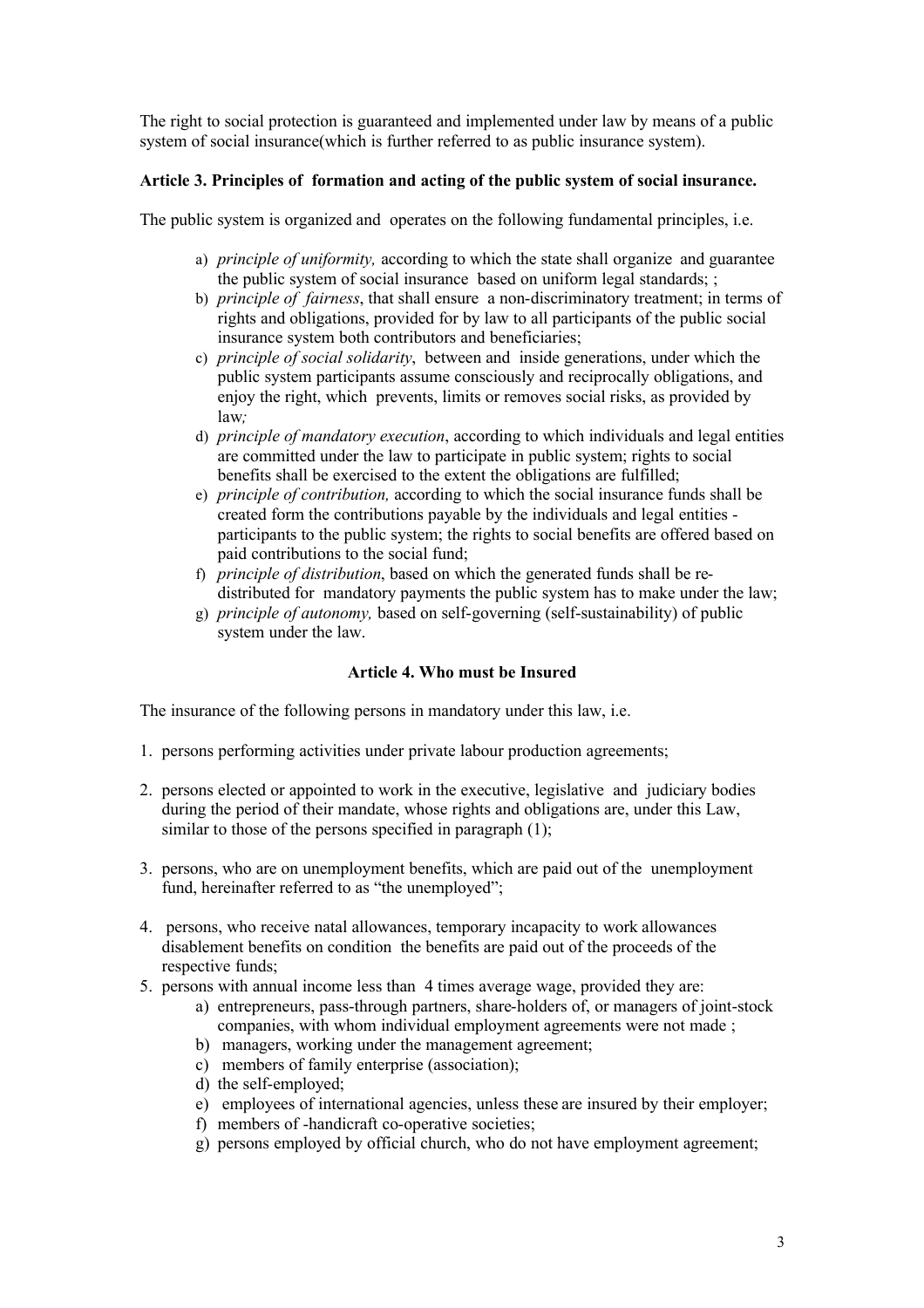The right to social protection is guaranteed and implemented under law by means of a public system of social insurance(which is further referred to as public insurance system).

**Article 3. Principles of formation and acting of the public system of social insurance.**

The public system is organized and operates on the following fundamental principles, i.e.

a) *principle of uniformity,* according to which the state shall organize and guarantee the public system of social insurance based on uniform legal standards; ;
b) *principle of fairness*, that shall ensure a non-discriminatory treatment; in terms of rights and obligations, provided for by law to all participants of the public social insurance system both contributors and beneficiaries;
c) *principle of social solidarity*, between and inside generations, under which the public system participants assume consciously and reciprocally obligations, and enjoy the right, which prevents, limits or removes social risks, as provided by law*;*
d) *principle of mandatory execution*, according to which individuals and legal entities are committed under the law to participate in public system; rights to social benefits shall be exercised to the extent the obligations are fulfilled;
e) *principle of contribution,* according to which the social insurance funds shall be created form the contributions payable by the individuals and legal entities - participants to the public system; the rights to social benefits are offered based on paid contributions to the social fund;
f) *principle of distribution*, based on which the generated funds shall be re-distributed for mandatory payments the public system has to make under the law;
g) *principle of autonomy,* based on self-governing (self-sustainability) of public system under the law.

**Article 4. Who must be Insured**

The insurance of the following persons in mandatory under this law, i.e.

1. persons performing activities under private labour production agreements;

2. persons elected or appointed to work in the executive, legislative and judiciary bodies during the period of their mandate, whose rights and obligations are, under this Law, similar to those of the persons specified in paragraph (1);

3. persons, who are on unemployment benefits, which are paid out of the unemployment fund, hereinafter referred to as “the unemployed”;

4. persons, who receive natal allowances, temporary incapacity to work allowances disablement benefits on condition the benefits are paid out of the proceeds of the respective funds;
5. persons with annual income less than 4 times average wage, provided they are:
    a) entrepreneurs, pass-through partners, share-holders of, or managers of joint-stock companies, with whom individual employment agreements were not made ;
    b) managers, working under the management agreement;
    c) members of family enterprise (association);
    d) the self-employed;
    e) employees of international agencies, unless these are insured by their employer;
    f) members of -handicraft co-operative societies;
    g) persons employed by official church, who do not have employment agreement;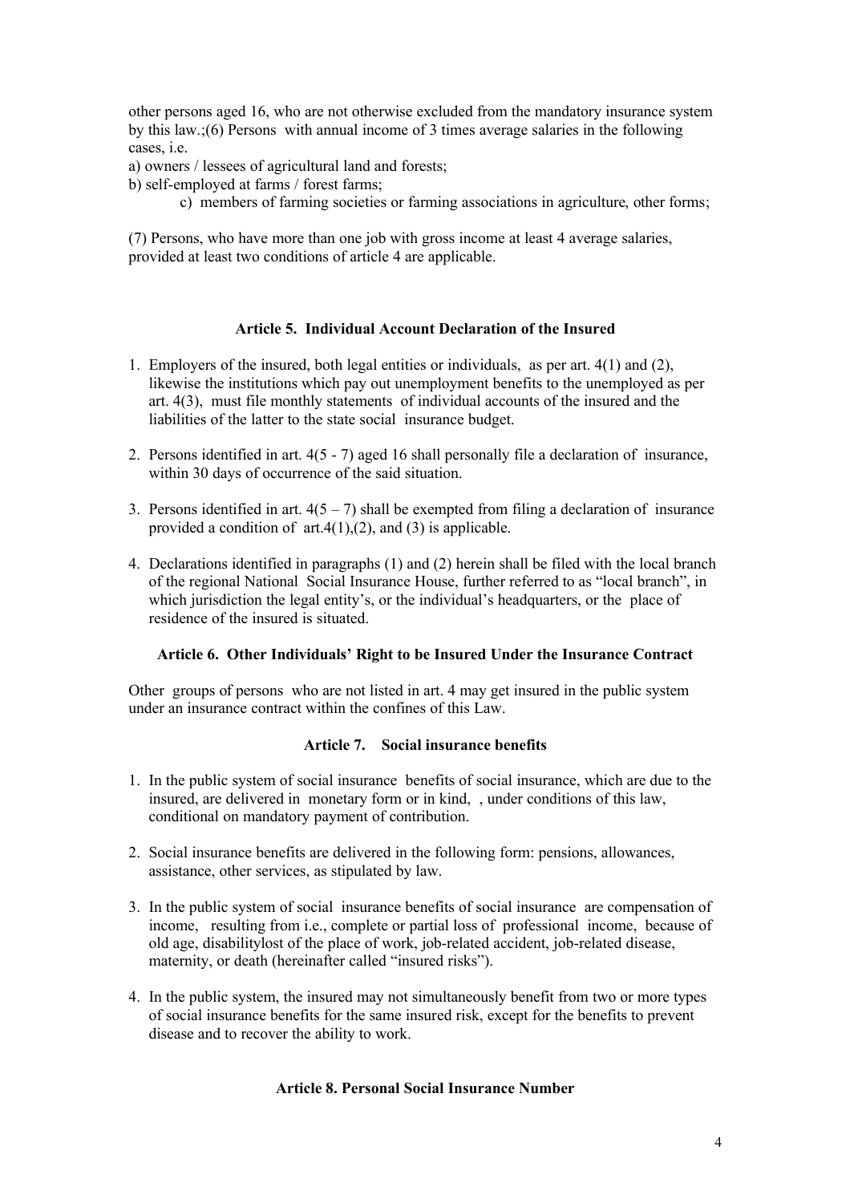other persons aged 16, who are not otherwise excluded from the mandatory insurance system by this law.;(6) Persons with annual income of 3 times average salaries in the following cases, i.e.

a) owners / lessees of agricultural land and forests;

b) self-employed at farms / forest farms;

c) members of farming societies or farming associations in agriculture, other forms;

(7) Persons, who have more than one job with gross income at least 4 average salaries, provided at least two conditions of article 4 are applicable.

### Article 5. Individual Account Declaration of the Insured

1. Employers of the insured, both legal entities or individuals, as per art. 4(1) and (2), likewise the institutions which pay out unemployment benefits to the unemployed as per art. 4(3), must file monthly statements of individual accounts of the insured and the liabilities of the latter to the state social insurance budget.
2. Persons identified in art. 4(5 - 7) aged 16 shall personally file a declaration of insurance, within 30 days of occurrence of the said situation.
3. Persons identified in art. 4(5 – 7) shall be exempted from filing a declaration of insurance provided a condition of art.4(1),(2), and (3) is applicable.
4. Declarations identified in paragraphs (1) and (2) herein shall be filed with the local branch of the regional National Social Insurance House, further referred to as "local branch", in which jurisdiction the legal entity's, or the individual's headquarters, or the place of residence of the insured is situated.

### Article 6. Other Individuals' Right to be Insured Under the Insurance Contract

Other groups of persons who are not listed in art. 4 may get insured in the public system under an insurance contract within the confines of this Law.

### Article 7. Social insurance benefits

1. In the public system of social insurance benefits of social insurance, which are due to the insured, are delivered in monetary form or in kind, , under conditions of this law, conditional on mandatory payment of contribution.
2. Social insurance benefits are delivered in the following form: pensions, allowances, assistance, other services, as stipulated by law.
3. In the public system of social insurance benefits of social insurance are compensation of income, resulting from i.e., complete or partial loss of professional income, because of old age, disabilitylost of the place of work, job-related accident, job-related disease, maternity, or death (hereinafter called "insured risks").
4. In the public system, the insured may not simultaneously benefit from two or more types of social insurance benefits for the same insured risk, except for the benefits to prevent disease and to recover the ability to work.

### Article 8. Personal Social Insurance Number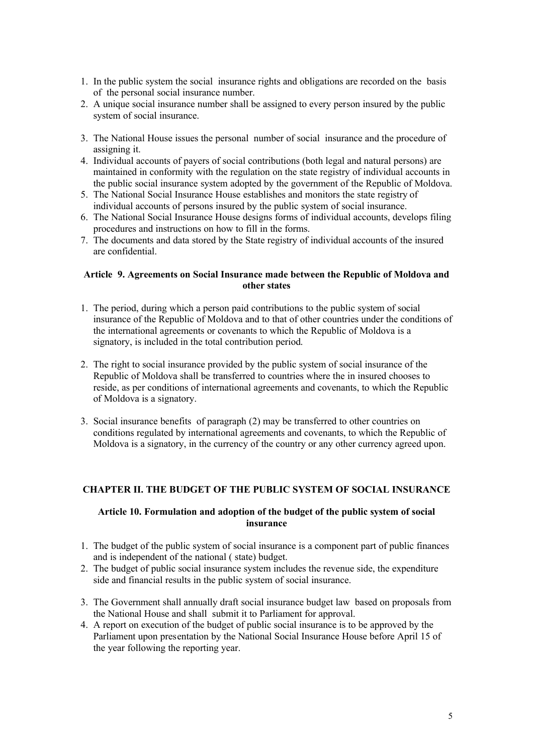1. In the public system the social insurance rights and obligations are recorded on the basis of the personal social insurance number.
2. A unique social insurance number shall be assigned to every person insured by the public system of social insurance.
3. The National House issues the personal number of social insurance and the procedure of assigning it.
4. Individual accounts of payers of social contributions (both legal and natural persons) are maintained in conformity with the regulation on the state registry of individual accounts in the public social insurance system adopted by the government of the Republic of Moldova.
5. The National Social Insurance House establishes and monitors the state registry of individual accounts of persons insured by the public system of social insurance.
6. The National Social Insurance House designs forms of individual accounts, develops filing procedures and instructions on how to fill in the forms.
7. The documents and data stored by the State registry of individual accounts of the insured are confidential.

#### Article 9. Agreements on Social Insurance made between the Republic of Moldova and other states

1. The period, during which a person paid contributions to the public system of social insurance of the Republic of Moldova and to that of other countries under the conditions of the international agreements or covenants to which the Republic of Moldova is a signatory, is included in the total contribution period.
2. The right to social insurance provided by the public system of social insurance of the Republic of Moldova shall be transferred to countries where the in insured chooses to reside, as per conditions of international agreements and covenants, to which the Republic of Moldova is a signatory.
3. Social insurance benefits of paragraph (2) may be transferred to other countries on conditions regulated by international agreements and covenants, to which the Republic of Moldova is a signatory, in the currency of the country or any other currency agreed upon.

### CHAPTER II. THE BUDGET OF THE PUBLIC SYSTEM OF SOCIAL INSURANCE

#### Article 10. Formulation and adoption of the budget of the public system of social insurance

1. The budget of the public system of social insurance is a component part of public finances and is independent of the national ( state) budget.
2. The budget of public social insurance system includes the revenue side, the expenditure side and financial results in the public system of social insurance.
3. The Government shall annually draft social insurance budget law based on proposals from the National House and shall submit it to Parliament for approval.
4. A report on execution of the budget of public social insurance is to be approved by the Parliament upon presentation by the National Social Insurance House before April 15 of the year following the reporting year.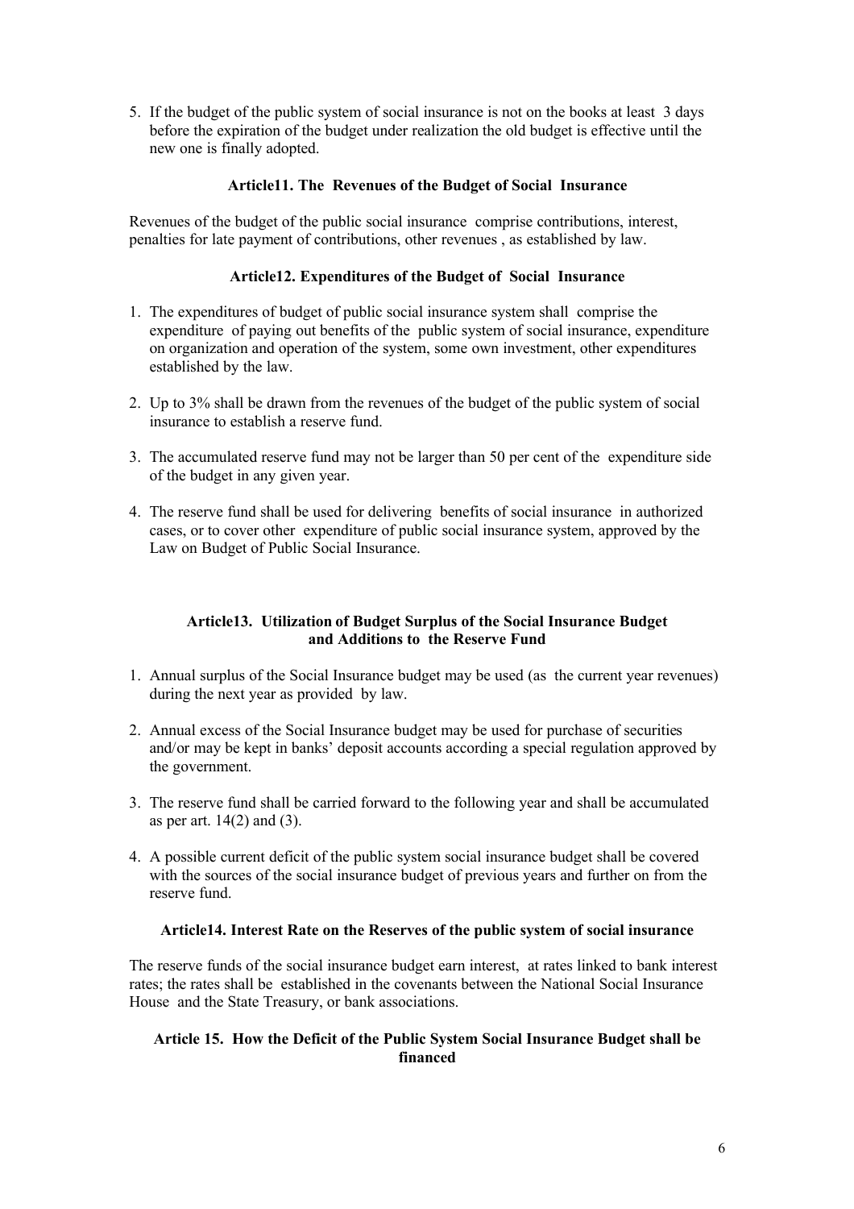5. If the budget of the public system of social insurance is not on the books at least 3 days before the expiration of the budget under realization the old budget is effective until the new one is finally adopted.

### Article11. The Revenues of the Budget of Social Insurance

Revenues of the budget of the public social insurance comprise contributions, interest, penalties for late payment of contributions, other revenues , as established by law.

### Article12. Expenditures of the Budget of Social Insurance

1. The expenditures of budget of public social insurance system shall comprise the expenditure of paying out benefits of the public system of social insurance, expenditure on organization and operation of the system, some own investment, other expenditures established by the law.
2. Up to 3% shall be drawn from the revenues of the budget of the public system of social insurance to establish a reserve fund.
3. The accumulated reserve fund may not be larger than 50 per cent of the expenditure side of the budget in any given year.
4. The reserve fund shall be used for delivering benefits of social insurance in authorized cases, or to cover other expenditure of public social insurance system, approved by the Law on Budget of Public Social Insurance.

### Article13. Utilization of Budget Surplus of the Social Insurance Budget and Additions to the Reserve Fund

1. Annual surplus of the Social Insurance budget may be used (as the current year revenues) during the next year as provided by law.
2. Annual excess of the Social Insurance budget may be used for purchase of securities and/or may be kept in banks' deposit accounts according a special regulation approved by the government.
3. The reserve fund shall be carried forward to the following year and shall be accumulated as per art. 14(2) and (3).
4. A possible current deficit of the public system social insurance budget shall be covered with the sources of the social insurance budget of previous years and further on from the reserve fund.

### Article14. Interest Rate on the Reserves of the public system of social insurance

The reserve funds of the social insurance budget earn interest, at rates linked to bank interest rates; the rates shall be established in the covenants between the National Social Insurance House and the State Treasury, or bank associations.

### Article 15. How the Deficit of the Public System Social Insurance Budget shall be financed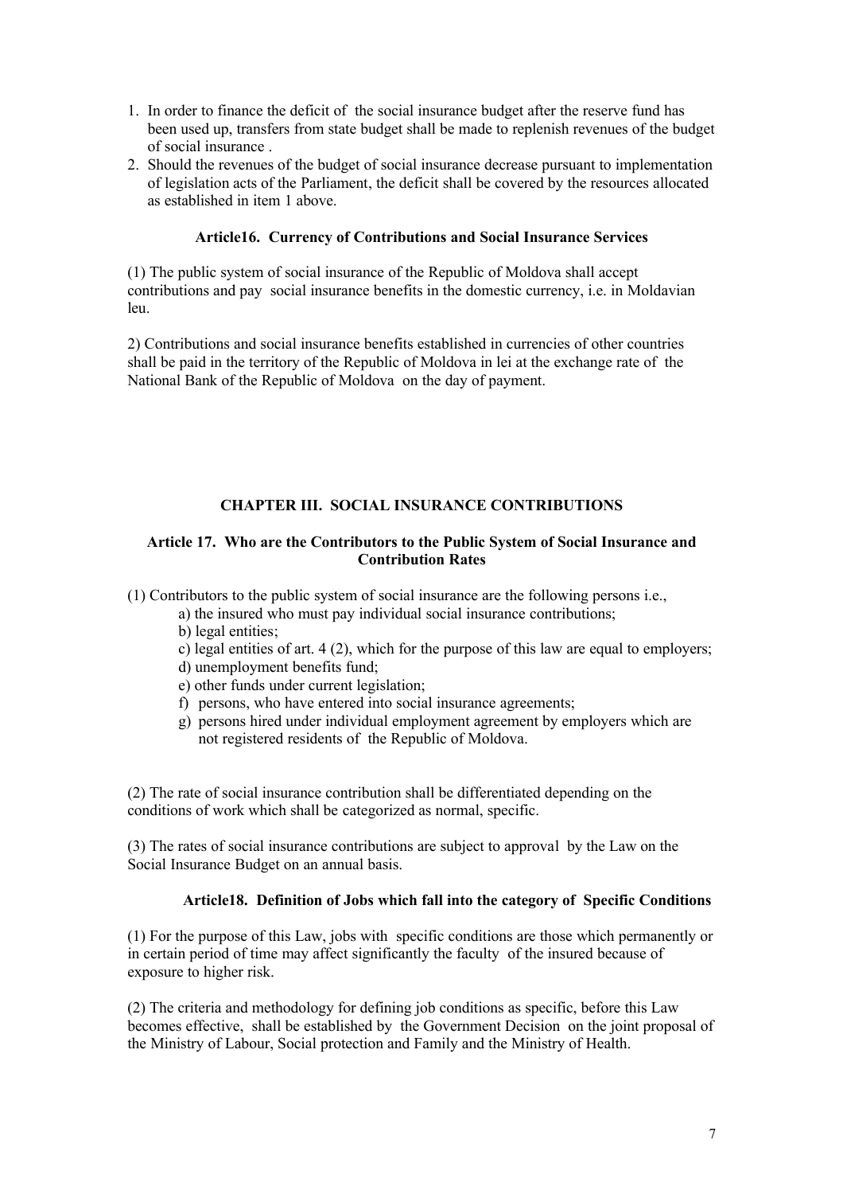1. In order to finance the deficit of the social insurance budget after the reserve fund has been used up, transfers from state budget shall be made to replenish revenues of the budget of social insurance .
2. Should the revenues of the budget of social insurance decrease pursuant to implementation of legislation acts of the Parliament, the deficit shall be covered by the resources allocated as established in item 1 above.

### Article16. Currency of Contributions and Social Insurance Services

(1) The public system of social insurance of the Republic of Moldova shall accept contributions and pay social insurance benefits in the domestic currency, i.e. in Moldavian leu.

2) Contributions and social insurance benefits established in currencies of other countries shall be paid in the territory of the Republic of Moldova in lei at the exchange rate of the National Bank of the Republic of Moldova on the day of payment.

## CHAPTER III. SOCIAL INSURANCE CONTRIBUTIONS

### Article 17. Who are the Contributors to the Public System of Social Insurance and Contribution Rates

(1) Contributors to the public system of social insurance are the following persons i.e.,

a) the insured who must pay individual social insurance contributions;
b) legal entities;
c) legal entities of art. 4 (2), which for the purpose of this law are equal to employers;
d) unemployment benefits fund;
e) other funds under current legislation;
f) persons, who have entered into social insurance agreements;
g) persons hired under individual employment agreement by employers which are not registered residents of the Republic of Moldova.

(2) The rate of social insurance contribution shall be differentiated depending on the conditions of work which shall be categorized as normal, specific.

(3) The rates of social insurance contributions are subject to approval by the Law on the Social Insurance Budget on an annual basis.

### Article18. Definition of Jobs which fall into the category of Specific Conditions

(1) For the purpose of this Law, jobs with specific conditions are those which permanently or in certain period of time may affect significantly the faculty of the insured because of exposure to higher risk.

(2) The criteria and methodology for defining job conditions as specific, before this Law becomes effective, shall be established by the Government Decision on the joint proposal of the Ministry of Labour, Social protection and Family and the Ministry of Health.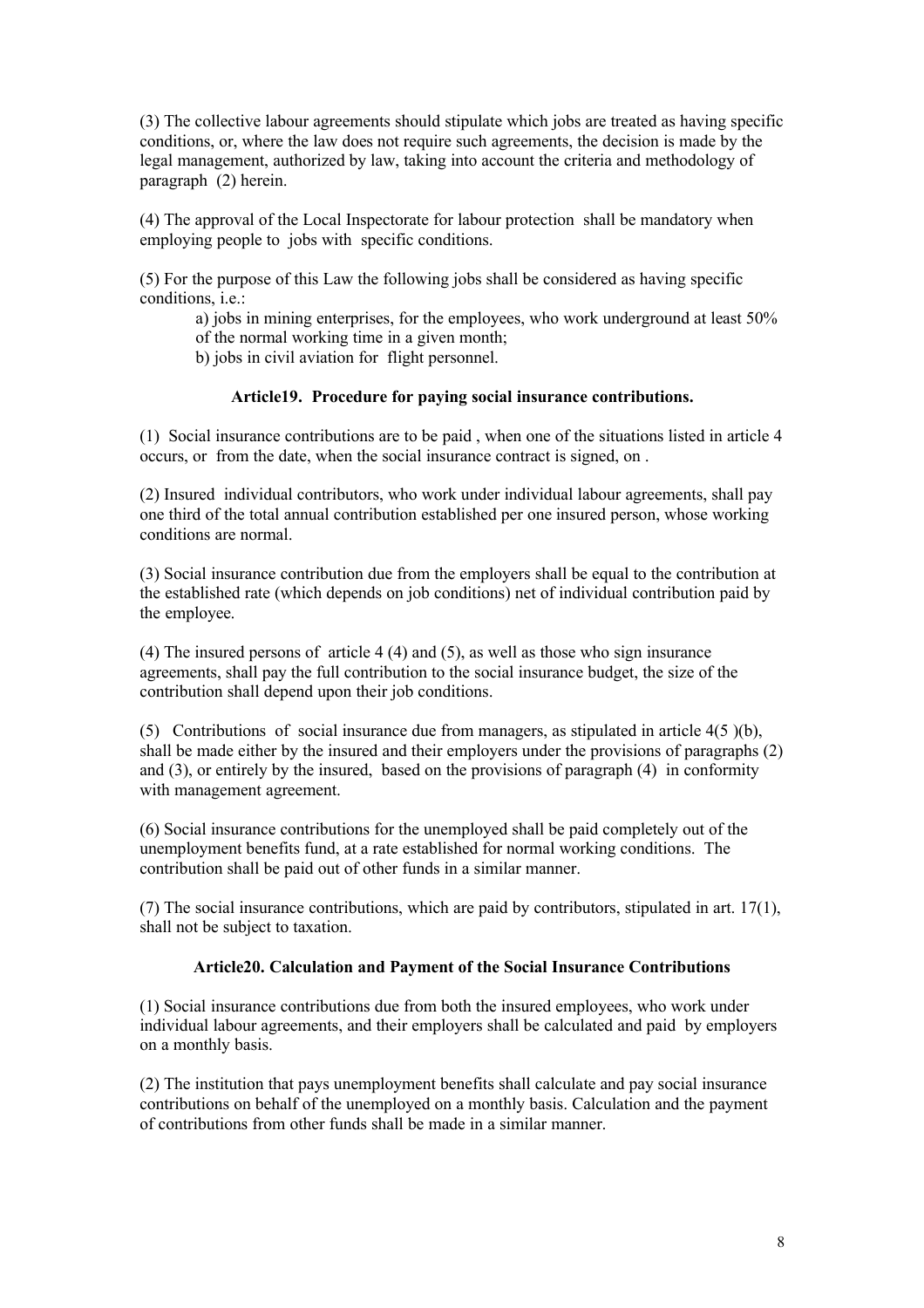(3) The collective labour agreements should stipulate which jobs are treated as having specific conditions, or, where the law does not require such agreements, the decision is made by the legal management, authorized by law, taking into account the criteria and methodology of paragraph (2) herein.

(4) The approval of the Local Inspectorate for labour protection shall be mandatory when employing people to jobs with specific conditions.

(5) For the purpose of this Law the following jobs shall be considered as having specific conditions, i.e.:

a) jobs in mining enterprises, for the employees, who work underground at least 50% of the normal working time in a given month;

b) jobs in civil aviation for flight personnel.

### Article19. Procedure for paying social insurance contributions.

(1) Social insurance contributions are to be paid , when one of the situations listed in article 4 occurs, or from the date, when the social insurance contract is signed, on .

(2) Insured individual contributors, who work under individual labour agreements, shall pay one third of the total annual contribution established per one insured person, whose working conditions are normal.

(3) Social insurance contribution due from the employers shall be equal to the contribution at the established rate (which depends on job conditions) net of individual contribution paid by the employee.

(4) The insured persons of article 4 (4) and (5), as well as those who sign insurance agreements, shall pay the full contribution to the social insurance budget, the size of the contribution shall depend upon their job conditions.

(5) Contributions of social insurance due from managers, as stipulated in article 4(5 )(b), shall be made either by the insured and their employers under the provisions of paragraphs (2) and (3), or entirely by the insured, based on the provisions of paragraph (4) in conformity with management agreement.

(6) Social insurance contributions for the unemployed shall be paid completely out of the unemployment benefits fund, at a rate established for normal working conditions. The contribution shall be paid out of other funds in a similar manner.

(7) The social insurance contributions, which are paid by contributors, stipulated in art. 17(1), shall not be subject to taxation.

### Article20. Calculation and Payment of the Social Insurance Contributions

(1) Social insurance contributions due from both the insured employees, who work under individual labour agreements, and their employers shall be calculated and paid by employers on a monthly basis.

(2) The institution that pays unemployment benefits shall calculate and pay social insurance contributions on behalf of the unemployed on a monthly basis. Calculation and the payment of contributions from other funds shall be made in a similar manner.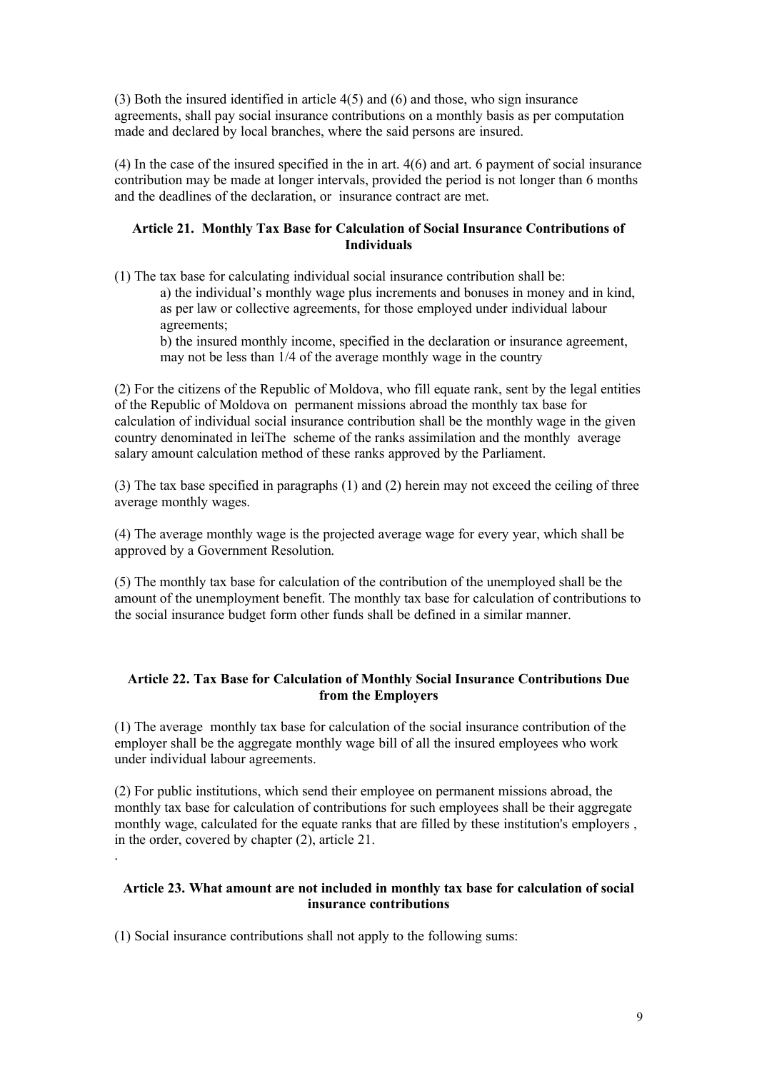(3) Both the insured identified in article 4(5) and (6) and those, who sign insurance agreements, shall pay social insurance contributions on a monthly basis as per computation made and declared by local branches, where the said persons are insured.

(4) In the case of the insured specified in the in art. 4(6) and art. 6 payment of social insurance contribution may be made at longer intervals, provided the period is not longer than 6 months and the deadlines of the declaration, or insurance contract are met.

### Article 21. Monthly Tax Base for Calculation of Social Insurance Contributions of Individuals

(1) The tax base for calculating individual social insurance contribution shall be:

a) the individual's monthly wage plus increments and bonuses in money and in kind, as per law or collective agreements, for those employed under individual labour agreements;

b) the insured monthly income, specified in the declaration or insurance agreement, may not be less than 1/4 of the average monthly wage in the country

(2) For the citizens of the Republic of Moldova, who fill equate rank, sent by the legal entities of the Republic of Moldova on permanent missions abroad the monthly tax base for calculation of individual social insurance contribution shall be the monthly wage in the given country denominated in leiThe scheme of the ranks assimilation and the monthly average salary amount calculation method of these ranks approved by the Parliament.

(3) The tax base specified in paragraphs (1) and (2) herein may not exceed the ceiling of three average monthly wages.

(4) The average monthly wage is the projected average wage for every year, which shall be approved by a Government Resolution.

(5) The monthly tax base for calculation of the contribution of the unemployed shall be the amount of the unemployment benefit. The monthly tax base for calculation of contributions to the social insurance budget form other funds shall be defined in a similar manner.

### Article 22. Tax Base for Calculation of Monthly Social Insurance Contributions Due from the Employers

(1) The average monthly tax base for calculation of the social insurance contribution of the employer shall be the aggregate monthly wage bill of all the insured employees who work under individual labour agreements.

(2) For public institutions, which send their employee on permanent missions abroad, the monthly tax base for calculation of contributions for such employees shall be their aggregate monthly wage, calculated for the equate ranks that are filled by these institution's employers , in the order, covered by chapter (2), article 21.

.

### Article 23. What amount are not included in monthly tax base for calculation of social insurance contributions

(1) Social insurance contributions shall not apply to the following sums: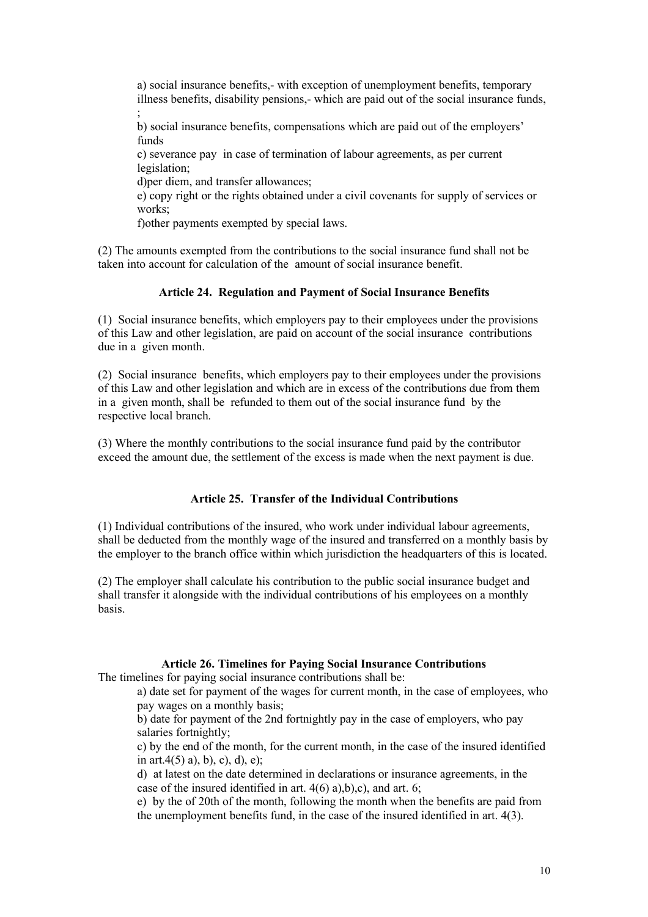a) social insurance benefits,- with exception of unemployment benefits, temporary illness benefits, disability pensions,- which are paid out of the social insurance funds, ;

b) social insurance benefits, compensations which are paid out of the employers' funds

c) severance pay in case of termination of labour agreements, as per current legislation;

d)per diem, and transfer allowances;

e) copy right or the rights obtained under a civil covenants for supply of services or works;

f)other payments exempted by special laws.

(2) The amounts exempted from the contributions to the social insurance fund shall not be taken into account for calculation of the amount of social insurance benefit.

### Article 24. Regulation and Payment of Social Insurance Benefits

(1) Social insurance benefits, which employers pay to their employees under the provisions of this Law and other legislation, are paid on account of the social insurance contributions due in a given month.

(2) Social insurance benefits, which employers pay to their employees under the provisions of this Law and other legislation and which are in excess of the contributions due from them in a given month, shall be refunded to them out of the social insurance fund by the respective local branch.

(3) Where the monthly contributions to the social insurance fund paid by the contributor exceed the amount due, the settlement of the excess is made when the next payment is due.

### Article 25. Transfer of the Individual Contributions

(1) Individual contributions of the insured, who work under individual labour agreements, shall be deducted from the monthly wage of the insured and transferred on a monthly basis by the employer to the branch office within which jurisdiction the headquarters of this is located.

(2) The employer shall calculate his contribution to the public social insurance budget and shall transfer it alongside with the individual contributions of his employees on a monthly basis.

### Article 26. Timelines for Paying Social Insurance Contributions

The timelines for paying social insurance contributions shall be:

a) date set for payment of the wages for current month, in the case of employees, who pay wages on a monthly basis;

b) date for payment of the 2nd fortnightly pay in the case of employers, who pay salaries fortnightly;

c) by the end of the month, for the current month, in the case of the insured identified in art.4(5) a), b), c), d), e);

d) at latest on the date determined in declarations or insurance agreements, in the case of the insured identified in art. 4(6) a),b),c), and art. 6;

e) by the of 20th of the month, following the month when the benefits are paid from the unemployment benefits fund, in the case of the insured identified in art. 4(3).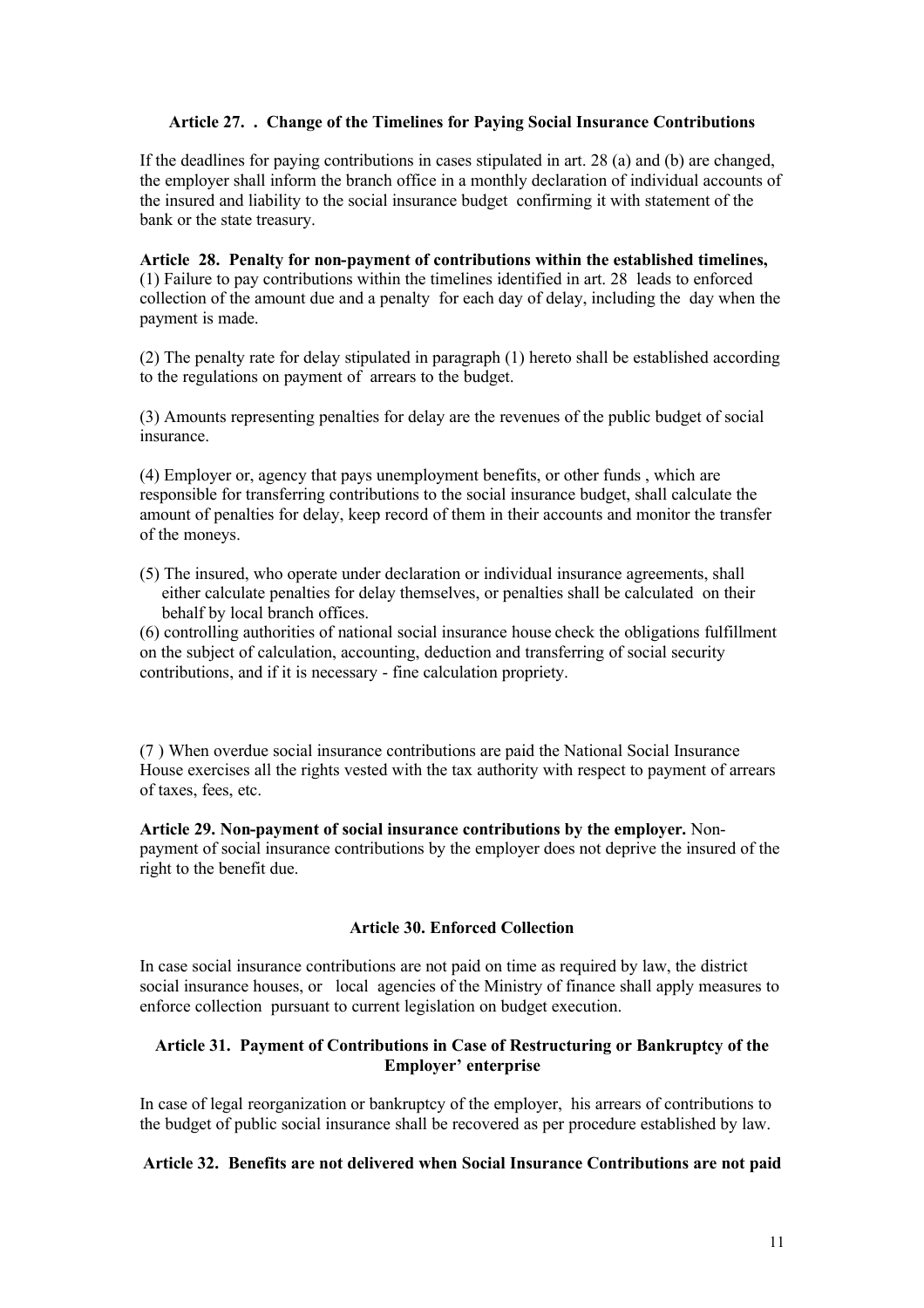### Article 27. . Change of the Timelines for Paying Social Insurance Contributions

If the deadlines for paying contributions in cases stipulated in art. 28 (a) and (b) are changed, the employer shall inform the branch office in a monthly declaration of individual accounts of the insured and liability to the social insurance budget confirming it with statement of the bank or the state treasury.

**Article 28. Penalty for non-payment of contributions within the established timelines,**
(1) Failure to pay contributions within the timelines identified in art. 28 leads to enforced collection of the amount due and a penalty for each day of delay, including the day when the payment is made.

(2) The penalty rate for delay stipulated in paragraph (1) hereto shall be established according to the regulations on payment of arrears to the budget.

(3) Amounts representing penalties for delay are the revenues of the public budget of social insurance.

(4) Employer or, agency that pays unemployment benefits, or other funds , which are responsible for transferring contributions to the social insurance budget, shall calculate the amount of penalties for delay, keep record of them in their accounts and monitor the transfer of the moneys.

(5) The insured, who operate under declaration or individual insurance agreements, shall either calculate penalties for delay themselves, or penalties shall be calculated on their behalf by local branch offices.
(6) controlling authorities of national social insurance house check the obligations fulfillment on the subject of calculation, accounting, deduction and transferring of social security contributions, and if it is necessary - fine calculation propriety.

(7 ) When overdue social insurance contributions are paid the National Social Insurance House exercises all the rights vested with the tax authority with respect to payment of arrears of taxes, fees, etc.

**Article 29. Non-payment of social insurance contributions by the employer.** Non-payment of social insurance contributions by the employer does not deprive the insured of the right to the benefit due.

### Article 30. Enforced Collection

In case social insurance contributions are not paid on time as required by law, the district social insurance houses, or local agencies of the Ministry of finance shall apply measures to enforce collection pursuant to current legislation on budget execution.

### Article 31. Payment of Contributions in Case of Restructuring or Bankruptcy of the Employer' enterprise

In case of legal reorganization or bankruptcy of the employer, his arrears of contributions to the budget of public social insurance shall be recovered as per procedure established by law.

### Article 32. Benefits are not delivered when Social Insurance Contributions are not paid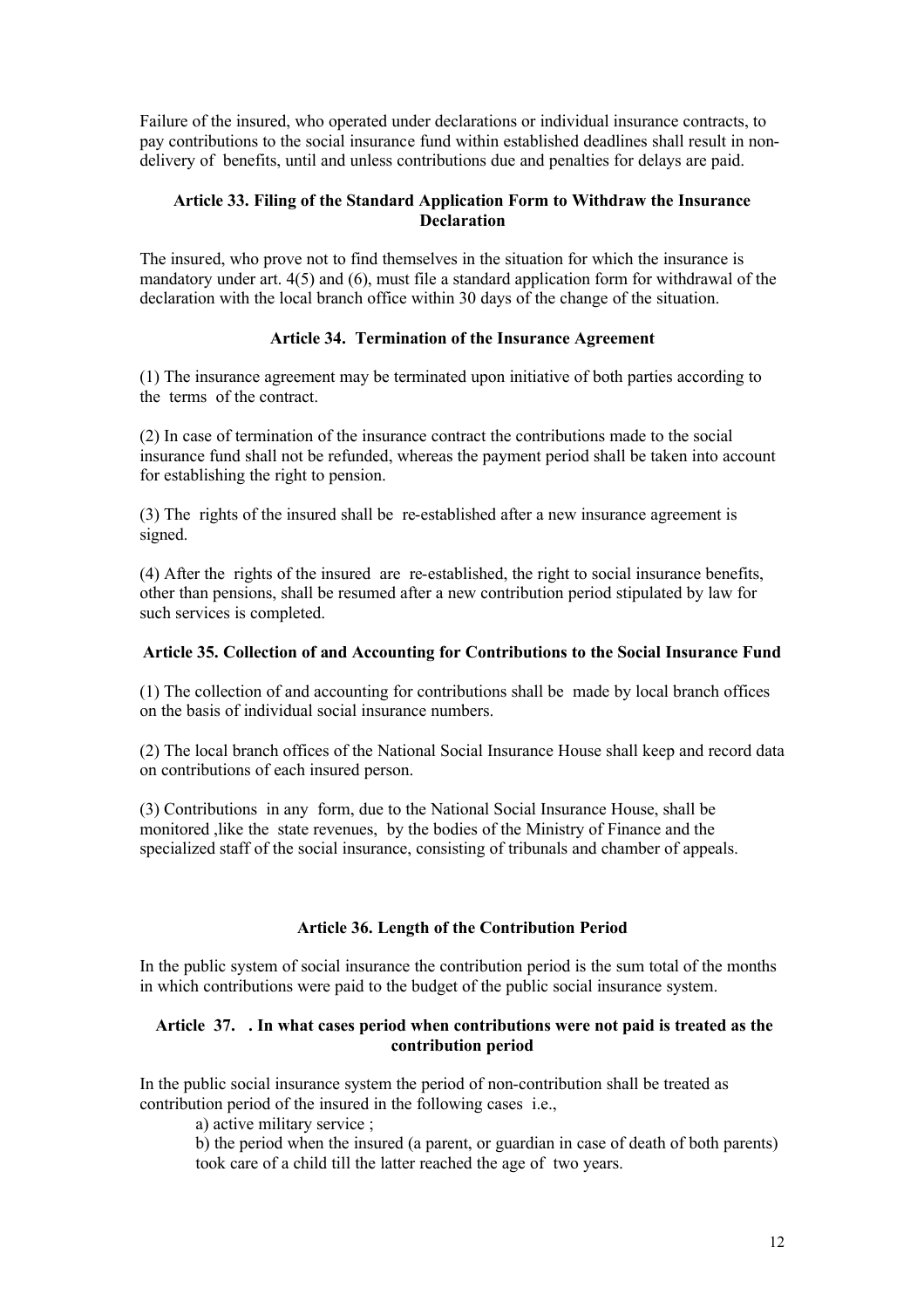Failure of the insured, who operated under declarations or individual insurance contracts, to pay contributions to the social insurance fund within established deadlines shall result in non-delivery of benefits, until and unless contributions due and penalties for delays are paid.

### Article 33. Filing of the Standard Application Form to Withdraw the Insurance Declaration

The insured, who prove not to find themselves in the situation for which the insurance is mandatory under art. 4(5) and (6), must file a standard application form for withdrawal of the declaration with the local branch office within 30 days of the change of the situation.

### Article 34. Termination of the Insurance Agreement

(1) The insurance agreement may be terminated upon initiative of both parties according to the terms of the contract.

(2) In case of termination of the insurance contract the contributions made to the social insurance fund shall not be refunded, whereas the payment period shall be taken into account for establishing the right to pension.

(3) The rights of the insured shall be re-established after a new insurance agreement is signed.

(4) After the rights of the insured are re-established, the right to social insurance benefits, other than pensions, shall be resumed after a new contribution period stipulated by law for such services is completed.

### Article 35. Collection of and Accounting for Contributions to the Social Insurance Fund

(1) The collection of and accounting for contributions shall be made by local branch offices on the basis of individual social insurance numbers.

(2) The local branch offices of the National Social Insurance House shall keep and record data on contributions of each insured person.

(3) Contributions in any form, due to the National Social Insurance House, shall be monitored ,like the state revenues, by the bodies of the Ministry of Finance and the specialized staff of the social insurance, consisting of tribunals and chamber of appeals.

### Article 36. Length of the Contribution Period

In the public system of social insurance the contribution period is the sum total of the months in which contributions were paid to the budget of the public social insurance system.

### Article 37. . In what cases period when contributions were not paid is treated as the contribution period

In the public social insurance system the period of non-contribution shall be treated as contribution period of the insured in the following cases i.e.,

a) active military service ;

b) the period when the insured (a parent, or guardian in case of death of both parents) took care of a child till the latter reached the age of two years.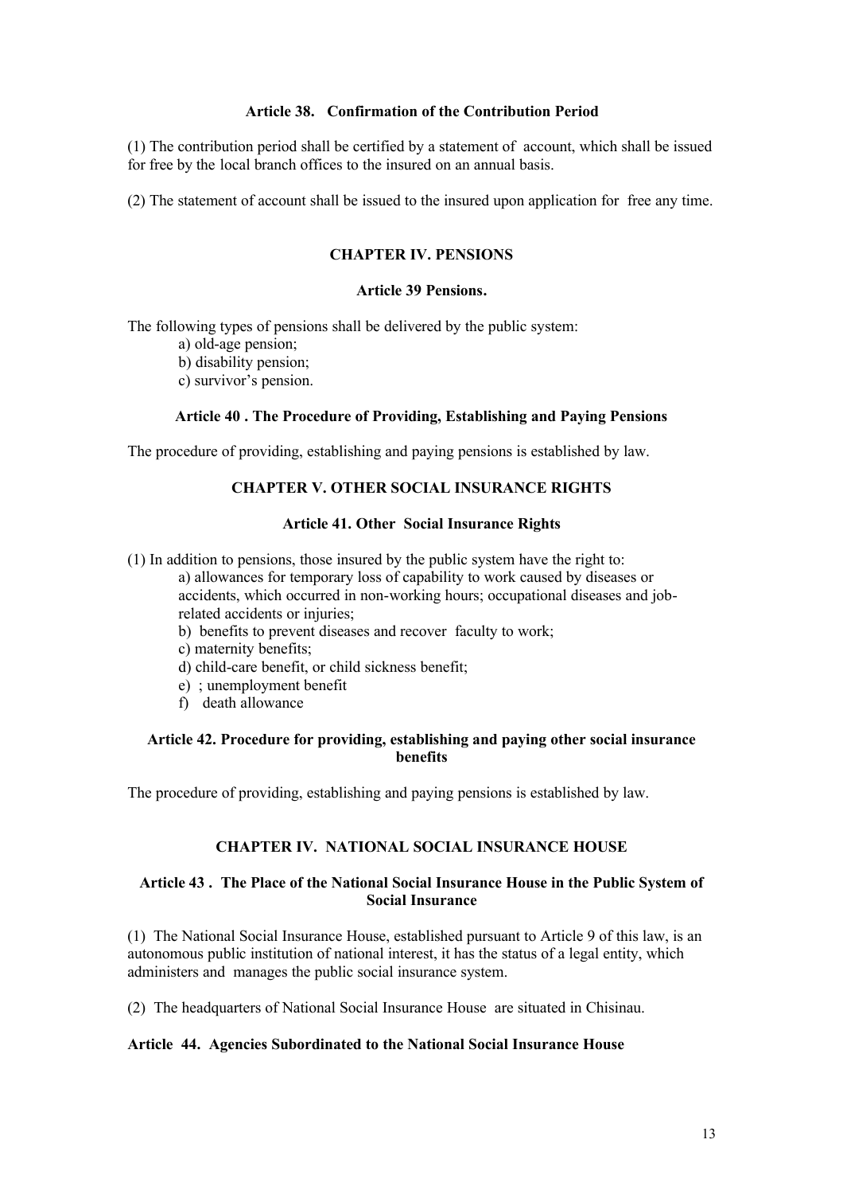### Article 38. Confirmation of the Contribution Period

(1) The contribution period shall be certified by a statement of account, which shall be issued for free by the local branch offices to the insured on an annual basis.

(2) The statement of account shall be issued to the insured upon application for free any time.

## CHAPTER IV. PENSIONS

### Article 39 Pensions.

The following types of pensions shall be delivered by the public system:

a) old-age pension;
b) disability pension;
c) survivor's pension.

### Article 40 . The Procedure of Providing, Establishing and Paying Pensions

The procedure of providing, establishing and paying pensions is established by law.

## CHAPTER V. OTHER SOCIAL INSURANCE RIGHTS

### Article 41. Other Social Insurance Rights

(1) In addition to pensions, those insured by the public system have the right to:

a) allowances for temporary loss of capability to work caused by diseases or accidents, which occurred in non-working hours; occupational diseases and job-related accidents or injuries;
b) benefits to prevent diseases and recover faculty to work;
c) maternity benefits;
d) child-care benefit, or child sickness benefit;
e) ; unemployment benefit
f) death allowance

### Article 42. Procedure for providing, establishing and paying other social insurance benefits

The procedure of providing, establishing and paying pensions is established by law.

## CHAPTER IV. NATIONAL SOCIAL INSURANCE HOUSE

### Article 43 . The Place of the National Social Insurance House in the Public System of Social Insurance

(1) The National Social Insurance House, established pursuant to Article 9 of this law, is an autonomous public institution of national interest, it has the status of a legal entity, which administers and manages the public social insurance system.

(2) The headquarters of National Social Insurance House are situated in Chisinau.

### Article 44. Agencies Subordinated to the National Social Insurance House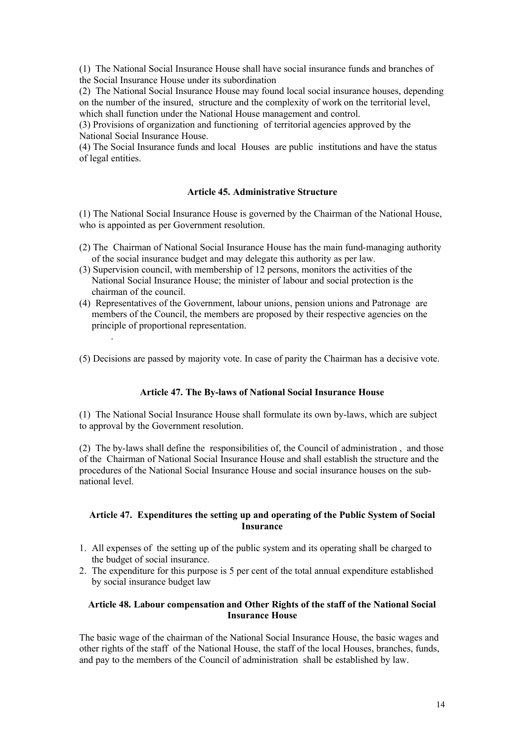(1) The National Social Insurance House shall have social insurance funds and branches of the Social Insurance House under its subordination

(2) The National Social Insurance House may found local social insurance houses, depending on the number of the insured, structure and the complexity of work on the territorial level, which shall function under the National House management and control.

(3) Provisions of organization and functioning of territorial agencies approved by the National Social Insurance House.

(4) The Social Insurance funds and local Houses are public institutions and have the status of legal entities.

### Article 45. Administrative Structure

(1) The National Social Insurance House is governed by the Chairman of the National House, who is appointed as per Government resolution.

(2) The Chairman of National Social Insurance House has the main fund-managing authority of the social insurance budget and may delegate this authority as per law.

(3) Supervision council, with membership of 12 persons, monitors the activities of the National Social Insurance House; the minister of labour and social protection is the chairman of the council.

(4) Representatives of the Government, labour unions, pension unions and Patronage are members of the Council, the members are proposed by their respective agencies on the principle of proportional representation.

.

(5) Decisions are passed by majority vote. In case of parity the Chairman has a decisive vote.

### Article 47. The By-laws of National Social Insurance House

(1) The National Social Insurance House shall formulate its own by-laws, which are subject to approval by the Government resolution.

(2) The by-laws shall define the responsibilities of, the Council of administration , and those of the Chairman of National Social Insurance House and shall establish the structure and the procedures of the National Social Insurance House and social insurance houses on the sub-national level.

### Article 47. Expenditures the setting up and operating of the Public System of Social Insurance

1. All expenses of the setting up of the public system and its operating shall be charged to the budget of social insurance.
2. The expenditure for this purpose is 5 per cent of the total annual expenditure established by social insurance budget law

### Article 48. Labour compensation and Other Rights of the staff of the National Social Insurance House

The basic wage of the chairman of the National Social Insurance House, the basic wages and other rights of the staff of the National House, the staff of the local Houses, branches, funds, and pay to the members of the Council of administration shall be established by law.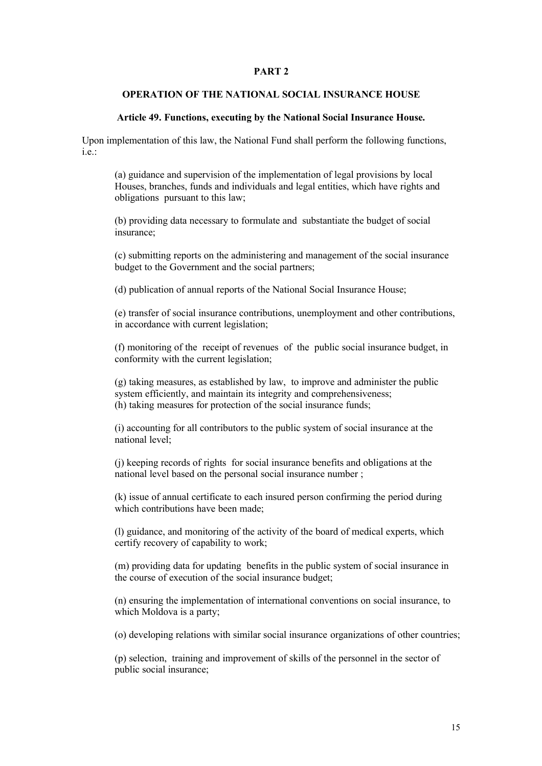## PART 2

### OPERATION OF THE NATIONAL SOCIAL INSURANCE HOUSE

#### Article 49. Functions, executing by the National Social Insurance House.

Upon implementation of this law, the National Fund shall perform the following functions, i.e.:

(a) guidance and supervision of the implementation of legal provisions by local Houses, branches, funds and individuals and legal entities, which have rights and obligations pursuant to this law;

(b) providing data necessary to formulate and substantiate the budget of social insurance;

(c) submitting reports on the administering and management of the social insurance budget to the Government and the social partners;

(d) publication of annual reports of the National Social Insurance House;

(e) transfer of social insurance contributions, unemployment and other contributions, in accordance with current legislation;

(f) monitoring of the receipt of revenues of the public social insurance budget, in conformity with the current legislation;

(g) taking measures, as established by law, to improve and administer the public system efficiently, and maintain its integrity and comprehensiveness;
(h) taking measures for protection of the social insurance funds;

(i) accounting for all contributors to the public system of social insurance at the national level;

(j) keeping records of rights for social insurance benefits and obligations at the national level based on the personal social insurance number ;

(k) issue of annual certificate to each insured person confirming the period during which contributions have been made;

(l) guidance, and monitoring of the activity of the board of medical experts, which certify recovery of capability to work;

(m) providing data for updating benefits in the public system of social insurance in the course of execution of the social insurance budget;

(n) ensuring the implementation of international conventions on social insurance, to which Moldova is a party;

(o) developing relations with similar social insurance organizations of other countries;

(p) selection, training and improvement of skills of the personnel in the sector of public social insurance;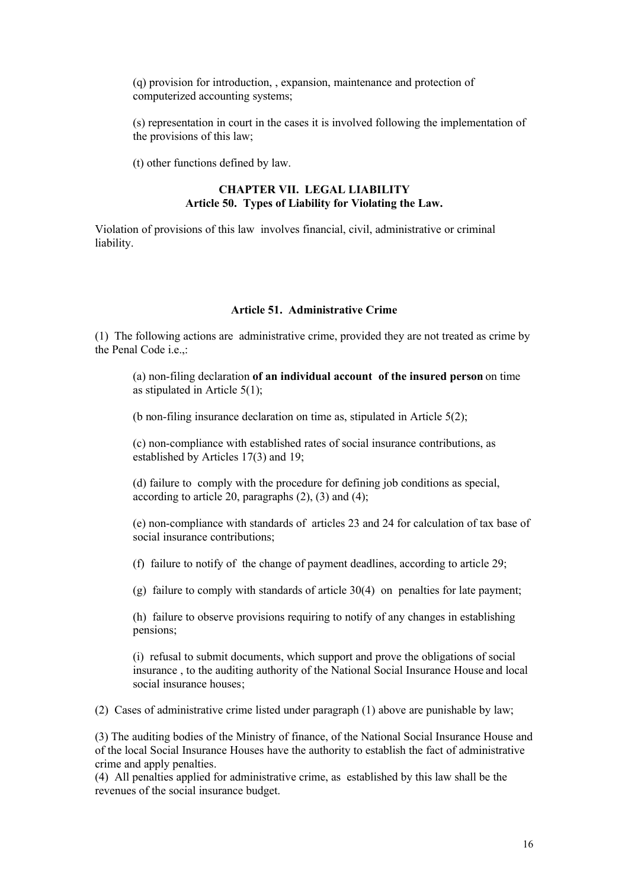(q) provision for introduction, , expansion, maintenance and protection of computerized accounting systems;

(s) representation in court in the cases it is involved following the implementation of the provisions of this law;

(t) other functions defined by law.

## CHAPTER VII. LEGAL LIABILITY

### Article 50. Types of Liability for Violating the Law.

Violation of provisions of this law involves financial, civil, administrative or criminal liability.

### Article 51. Administrative Crime

(1) The following actions are administrative crime, provided they are not treated as crime by the Penal Code i.e.,:

(a) non-filing declaration **of an individual account of the insured person** on time as stipulated in Article 5(1);

(b non-filing insurance declaration on time as, stipulated in Article 5(2);

(c) non-compliance with established rates of social insurance contributions, as established by Articles 17(3) and 19;

(d) failure to comply with the procedure for defining job conditions as special, according to article 20, paragraphs (2), (3) and (4);

(e) non-compliance with standards of articles 23 and 24 for calculation of tax base of social insurance contributions;

(f) failure to notify of the change of payment deadlines, according to article 29;

(g) failure to comply with standards of article 30(4) on penalties for late payment;

(h) failure to observe provisions requiring to notify of any changes in establishing pensions;

(i) refusal to submit documents, which support and prove the obligations of social insurance , to the auditing authority of the National Social Insurance House and local social insurance houses;

(2) Cases of administrative crime listed under paragraph (1) above are punishable by law;

(3) The auditing bodies of the Ministry of finance, of the National Social Insurance House and of the local Social Insurance Houses have the authority to establish the fact of administrative crime and apply penalties.

(4) All penalties applied for administrative crime, as established by this law shall be the revenues of the social insurance budget.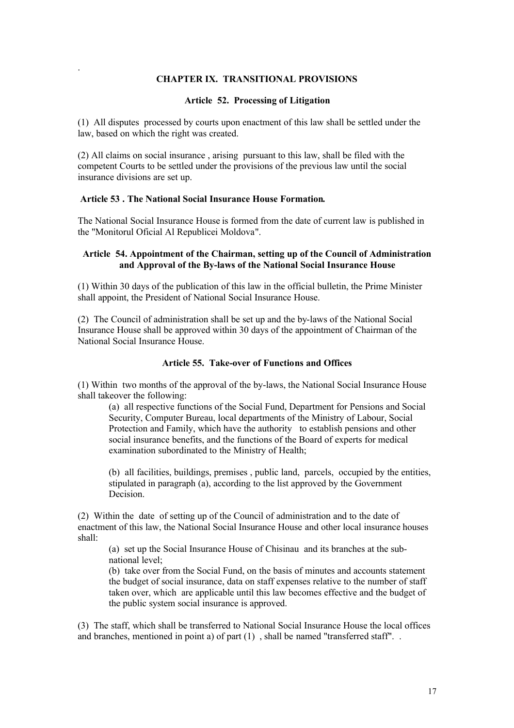## CHAPTER IX. TRANSITIONAL PROVISIONS

### Article 52. Processing of Litigation

(1) All disputes processed by courts upon enactment of this law shall be settled under the law, based on which the right was created.

(2) All claims on social insurance , arising pursuant to this law, shall be filed with the competent Courts to be settled under the provisions of the previous law until the social insurance divisions are set up.

### Article 53 . The National Social Insurance House Formation.

The National Social Insurance House is formed from the date of current law is published in the "Monitorul Oficial Al Republicei Moldova".

### Article 54. Appointment of the Chairman, setting up of the Council of Administration and Approval of the By-laws of the National Social Insurance House

(1) Within 30 days of the publication of this law in the official bulletin, the Prime Minister shall appoint, the President of National Social Insurance House.

(2) The Council of administration shall be set up and the by-laws of the National Social Insurance House shall be approved within 30 days of the appointment of Chairman of the National Social Insurance House.

### Article 55. Take-over of Functions and Offices

(1) Within two months of the approval of the by-laws, the National Social Insurance House shall takeover the following:

(a) all respective functions of the Social Fund, Department for Pensions and Social Security, Computer Bureau, local departments of the Ministry of Labour, Social Protection and Family, which have the authority to establish pensions and other social insurance benefits, and the functions of the Board of experts for medical examination subordinated to the Ministry of Health;

(b) all facilities, buildings, premises , public land, parcels, occupied by the entities, stipulated in paragraph (a), according to the list approved by the Government Decision.

(2) Within the date of setting up of the Council of administration and to the date of enactment of this law, the National Social Insurance House and other local insurance houses shall:

(a) set up the Social Insurance House of Chisinau and its branches at the sub-national level;

(b) take over from the Social Fund, on the basis of minutes and accounts statement the budget of social insurance, data on staff expenses relative to the number of staff taken over, which are applicable until this law becomes effective and the budget of the public system social insurance is approved.

(3) The staff, which shall be transferred to National Social Insurance House the local offices and branches, mentioned in point a) of part (1) , shall be named "transferred staff". .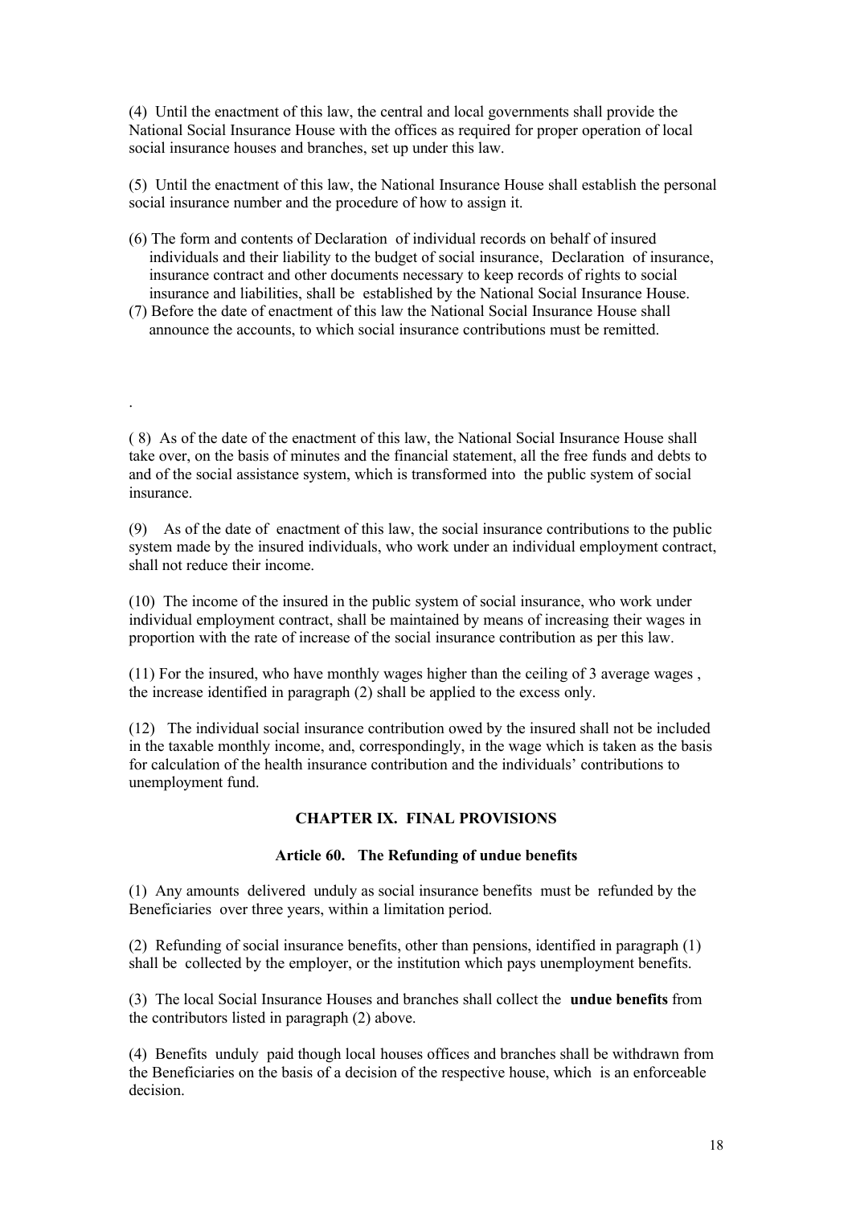(4) Until the enactment of this law, the central and local governments shall provide the National Social Insurance House with the offices as required for proper operation of local social insurance houses and branches, set up under this law.

(5) Until the enactment of this law, the National Insurance House shall establish the personal social insurance number and the procedure of how to assign it.

(6) The form and contents of Declaration of individual records on behalf of insured individuals and their liability to the budget of social insurance, Declaration of insurance, insurance contract and other documents necessary to keep records of rights to social insurance and liabilities, shall be established by the National Social Insurance House.

(7) Before the date of enactment of this law the National Social Insurance House shall announce the accounts, to which social insurance contributions must be remitted.

.

( 8) As of the date of the enactment of this law, the National Social Insurance House shall take over, on the basis of minutes and the financial statement, all the free funds and debts to and of the social assistance system, which is transformed into the public system of social insurance.

(9) As of the date of enactment of this law, the social insurance contributions to the public system made by the insured individuals, who work under an individual employment contract, shall not reduce their income.

(10) The income of the insured in the public system of social insurance, who work under individual employment contract, shall be maintained by means of increasing their wages in proportion with the rate of increase of the social insurance contribution as per this law.

(11) For the insured, who have monthly wages higher than the ceiling of 3 average wages , the increase identified in paragraph (2) shall be applied to the excess only.

(12) The individual social insurance contribution owed by the insured shall not be included in the taxable monthly income, and, correspondingly, in the wage which is taken as the basis for calculation of the health insurance contribution and the individuals' contributions to unemployment fund.

## CHAPTER IX. FINAL PROVISIONS

### Article 60. The Refunding of undue benefits

(1) Any amounts delivered unduly as social insurance benefits must be refunded by the Beneficiaries over three years, within a limitation period.

(2) Refunding of social insurance benefits, other than pensions, identified in paragraph (1) shall be collected by the employer, or the institution which pays unemployment benefits.

(3) The local Social Insurance Houses and branches shall collect the **undue benefits** from the contributors listed in paragraph (2) above.

(4) Benefits unduly paid though local houses offices and branches shall be withdrawn from the Beneficiaries on the basis of a decision of the respective house, which is an enforceable decision.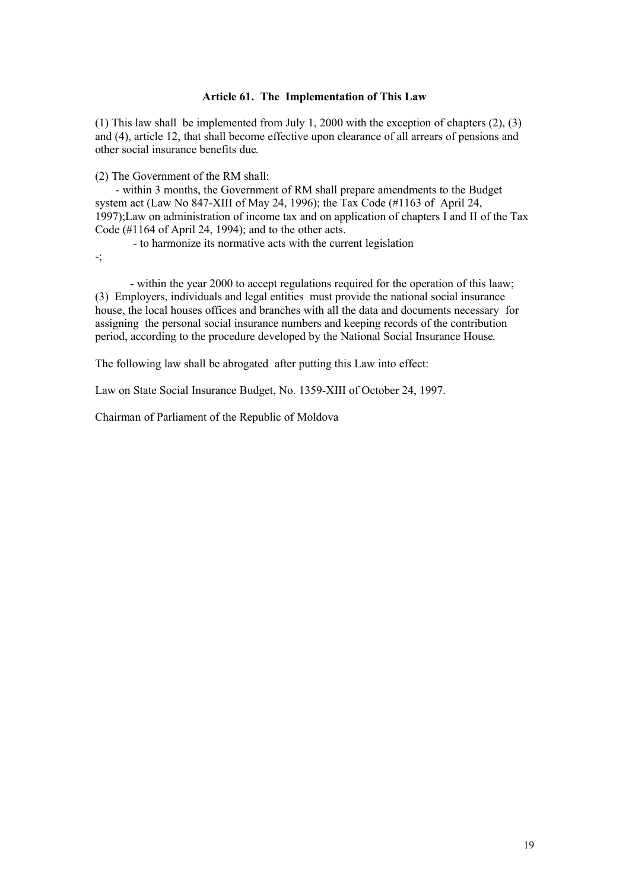### Article 61. The Implementation of This Law

(1) This law shall be implemented from July 1, 2000 with the exception of chapters (2), (3) and (4), article 12, that shall become effective upon clearance of all arrears of pensions and other social insurance benefits due.

(2) The Government of the RM shall:

- within 3 months, the Government of RM shall prepare amendments to the Budget system act (Law No 847-XIII of May 24, 1996); the Tax Code (#1163 of April 24, 1997);Law on administration of income tax and on application of chapters I and II of the Tax Code (#1164 of April 24, 1994); and to the other acts.
- to harmonize its normative acts with the current legislation

-;

- within the year 2000 to accept regulations required for the operation of this laaw;

(3) Employers, individuals and legal entities must provide the national social insurance house, the local houses offices and branches with all the data and documents necessary for assigning the personal social insurance numbers and keeping records of the contribution period, according to the procedure developed by the National Social Insurance House.

The following law shall be abrogated after putting this Law into effect:

Law on State Social Insurance Budget, No. 1359-XIII of October 24, 1997.

Chairman of Parliament of the Republic of Moldova